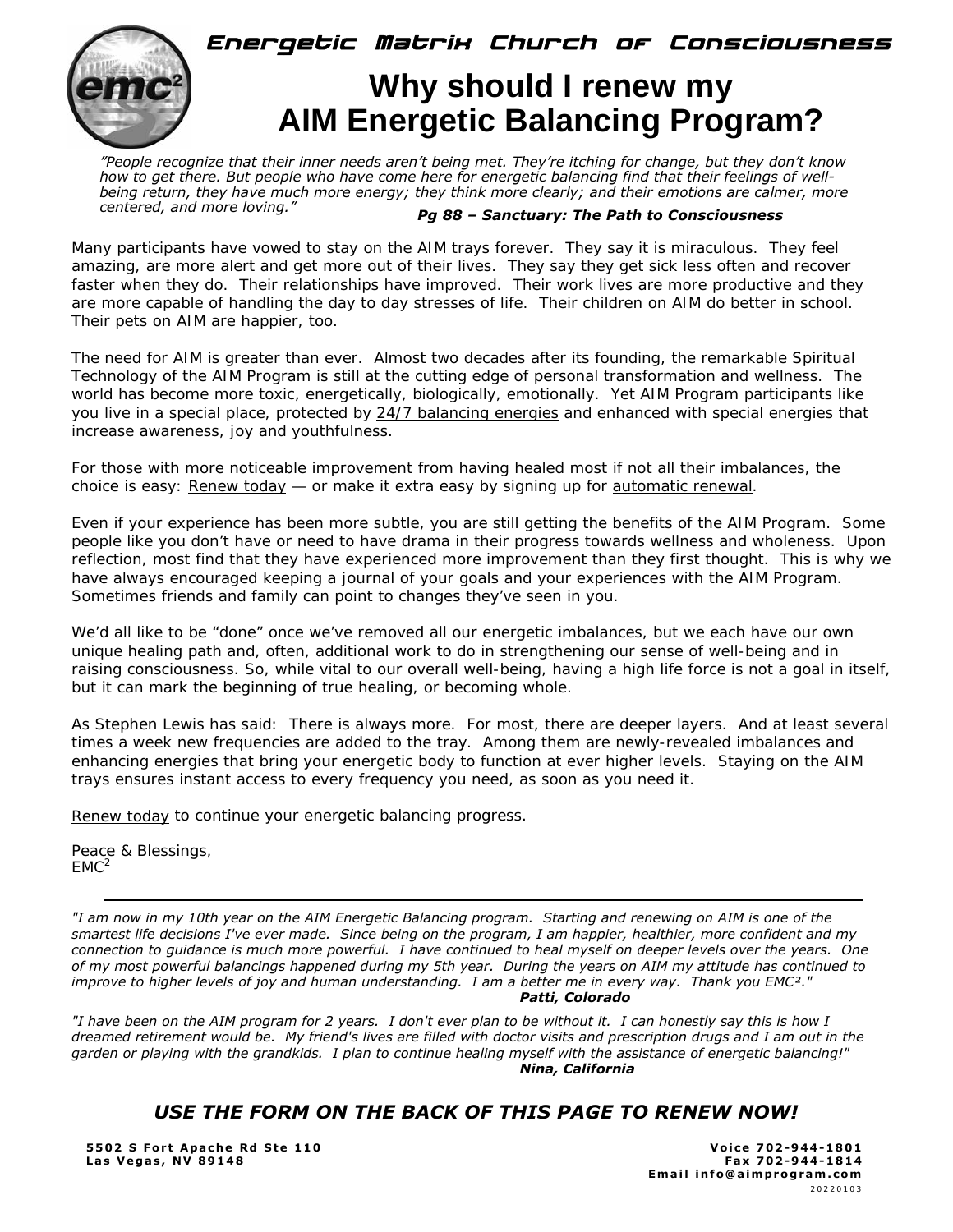Energetic Matrix Church of Consciousness

# Why should I renew my AIM Energetic Balancing Program?

*"People recognize that their inner needs aren't being met. They're itching for change, but they don't know how to get there. But people who have come here for energetic balancing find that their feelings of well-being return, they have much more energy; they think more clearly; and their emotions are calmer, more centered, and more loving."*

***Pg 88 – Sanctuary: The Path to Consciousness***

Many participants have vowed to stay on the AIM trays forever. They say it is miraculous. They feel amazing, are more alert and get more out of their lives. They say they get sick less often and recover faster when they do. Their relationships have improved. Their work lives are more productive and they are more capable of handling the day to day stresses of life. Their children on AIM do better in school. Their pets on AIM are happier, too.

The need for AIM is greater than ever. Almost two decades after its founding, the remarkable Spiritual Technology of the AIM Program is still at the cutting edge of personal transformation and wellness. The world has become more toxic, energetically, biologically, emotionally. Yet AIM Program participants like you live in a special place, protected by 24/7 balancing energies and enhanced with special energies that increase awareness, joy and youthfulness.

For those with more noticeable improvement from having healed most if not all their imbalances, the choice is easy: Renew today — or make it extra easy by signing up for automatic renewal.

Even if your experience has been more subtle, you are still getting the benefits of the AIM Program. Some people like you don't have or need to have drama in their progress towards wellness and wholeness. Upon reflection, most find that they have experienced more improvement than they first thought. This is why we have always encouraged keeping a journal of your goals and your experiences with the AIM Program. Sometimes friends and family can point to changes they've seen in you.

We'd all like to be "done" once we've removed all our energetic imbalances, but we each have our own unique healing path and, often, additional work to do in strengthening our sense of well-being and in raising consciousness. So, while vital to our overall well-being, having a high life force is not a goal in itself, but it can mark the beginning of true healing, or becoming whole.

As Stephen Lewis has said: There is always more. For most, there are deeper layers. And at least several times a week new frequencies are added to the tray. Among them are newly-revealed imbalances and enhancing energies that bring your energetic body to function at ever higher levels. Staying on the AIM trays ensures instant access to every frequency you need, as soon as you need it.

Renew today to continue your energetic balancing progress.

Peace & Blessings,
EMC²

---

*"I am now in my 10th year on the AIM Energetic Balancing program. Starting and renewing on AIM is one of the smartest life decisions I've ever made. Since being on the program, I am happier, healthier, more confident and my connection to guidance is much more powerful. I have continued to heal myself on deeper levels over the years. One of my most powerful balancings happened during my 5th year. During the years on AIM my attitude has continued to improve to higher levels of joy and human understanding. I am a better me in every way. Thank you EMC²."*

***Patti, Colorado***

*"I have been on the AIM program for 2 years. I don't ever plan to be without it. I can honestly say this is how I dreamed retirement would be. My friend's lives are filled with doctor visits and prescription drugs and I am out in the garden or playing with the grandkids. I plan to continue healing myself with the assistance of energetic balancing!"*

***Nina, California***

## *USE THE FORM ON THE BACK OF THIS PAGE TO RENEW NOW!*

**5502 S Fort Apache Rd Ste 110**
**Las Vegas, NV 89148**

**Voice 702-944-1801**
**Fax 702-944-1814**
**Email info@aimprogram.com**
20220103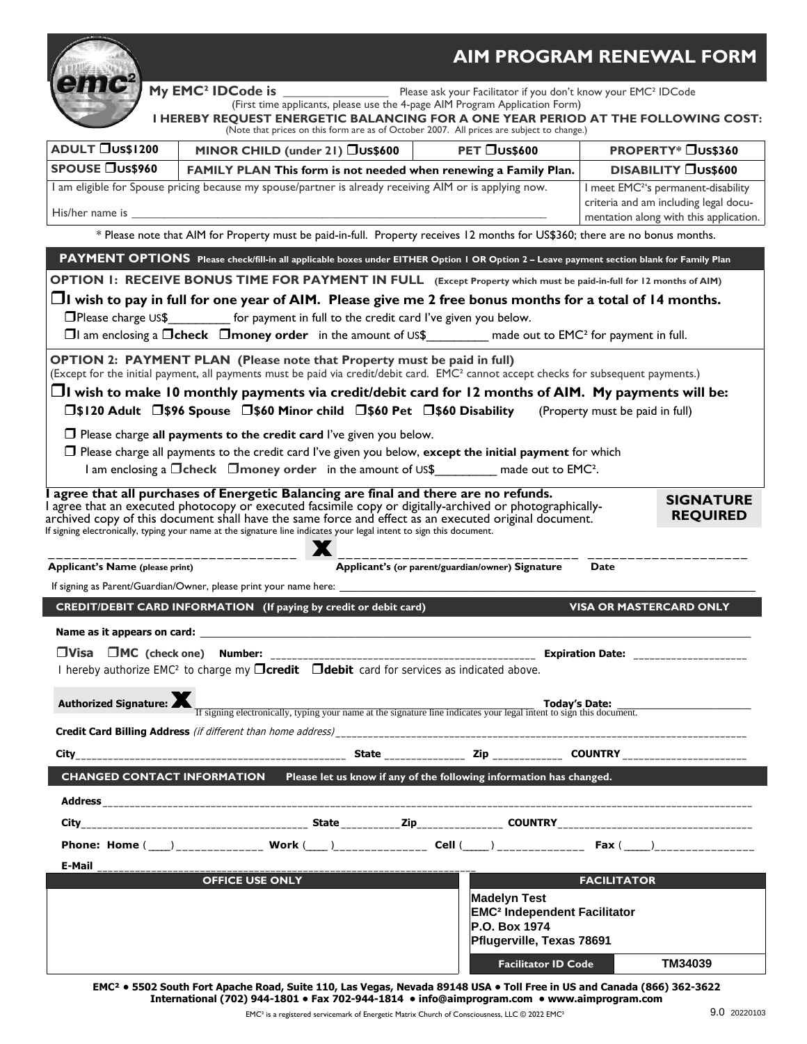# AIM PROGRAM RENEWAL FORM

**My EMC² IDCode is** _______________ Please ask your Facilitator if you don't know your EMC² IDCode
(First time applicants, please use the 4-page AIM Program Application Form)

**I HEREBY REQUEST ENERGETIC BALANCING FOR A ONE YEAR PERIOD AT THE FOLLOWING COST:**
(Note that prices on this form are as of October 2007. All prices are subject to change.)

| | | | |
|---|---|---|---|
| **ADULT ☐US$1200** | **MINOR CHILD (under 21) ☐US$600** | **PET ☐US$600** | **PROPERTY* ☐US$360** |
| **SPOUSE ☐US$960** | **FAMILY PLAN This form is not needed when renewing a Family Plan.** | | **DISABILITY ☐US$600** |
| I am eligible for Spouse pricing because my spouse/partner is already receiving AIM or is applying now. His/her name is ______________ | | | I meet EMC²'s permanent-disability criteria and am including legal documentation along with this application. |

\* Please note that AIM for Property must be paid-in-full. Property receives 12 months for US$360; there are no bonus months.

## PAYMENT OPTIONS
Please check/fill-in all applicable boxes under EITHER Option 1 OR Option 2 – Leave payment section blank for Family Plan

### OPTION 1: RECEIVE BONUS TIME FOR PAYMENT IN FULL
(Except Property which must be paid-in-full for 12 months of AIM)

☐**I wish to pay in full for one year of AIM. Please give me 2 free bonus months for a total of 14 months.**

☐Please charge US$_________ for payment in full to the credit card I've given you below.

☐I am enclosing a ☐**check** ☐**money order** in the amount of US$_________ made out to EMC² for payment in full.

### OPTION 2: PAYMENT PLAN (Please note that Property must be paid in full)
(Except for the initial payment, all payments must be paid via credit/debit card. EMC² cannot accept checks for subsequent payments.)

☐**I wish to make 10 monthly payments via credit/debit card for 12 months of AIM. My payments will be:**

☐**$120 Adult** ☐**$96 Spouse** ☐**$60 Minor child** ☐**$60 Pet** ☐**$60 Disability** (Property must be paid in full)

☐ Please charge **all payments to the credit card** I've given you below.

☐ Please charge all payments to the credit card I've given you below, **except the initial payment** for which I am enclosing a ☐**check** ☐**money order** in the amount of US$_________ made out to EMC².

**I agree that all purchases of Energetic Balancing are final and there are no refunds.**
I agree that an executed photocopy or executed facsimile copy or digitally-archived or photographically-archived copy of this document shall have the same force and effect as an executed original document.
If signing electronically, typing your name at the signature line indicates your legal intent to sign this document.

**SIGNATURE REQUIRED**

______________________________ X ______________________________ ____________________
**Applicant's Name (please print)** **Applicant's (or parent/guardian/owner) Signature** **Date**

If signing as Parent/Guardian/Owner, please print your name here: ______________________________

## CREDIT/DEBIT CARD INFORMATION (If paying by credit or debit card) — VISA OR MASTERCARD ONLY

**Name as it appears on card:** ______________________________

☐**Visa** ☐**MC (check one)** **Number:** ______________________________ **Expiration Date:** ____________________

I hereby authorize EMC² to charge my ☐**credit** ☐**debit** card for services as indicated above.

**Authorized Signature: X** ______________________________ **Today's Date:** ____________________
If signing electronically, typing your name at the signature line indicates your legal intent to sign this document.

**Credit Card Billing Address** *(if different than home address)*______________________________

**City**____________________ **State** ____________ **Zip** ___________ **COUNTRY** ____________________

## CHANGED CONTACT INFORMATION
Please let us know if any of the following information has changed.

**Address** ______________________________

**City**____________________ **State** _________ **Zip**_____________ **COUNTRY**____________________

**Phone: Home** (____)_____________ **Work** (____)______________ **Cell** (_____)_____________ **Fax** (_____)______________

**E-Mail** ______________________________

| OFFICE USE ONLY | FACILITATOR | |
|---|---|---|
| | **Madelyn Test**<br>**EMC² Independent Facilitator**<br>**P.O. Box 1974**<br>**Pflugerville, Texas 78691** | |
| | **Facilitator ID Code** | **TM34039** |

**EMC² • 5502 South Fort Apache Road, Suite 110, Las Vegas, Nevada 89148 USA • Toll Free in US and Canada (866) 362-3622**
**International (702) 944-1801 • Fax 702-944-1814 • info@aimprogram.com • www.aimprogram.com**

EMC² is a registered servicemark of Energetic Matrix Church of Consciousness, LLC © 2022 EMC²

9.0 20220103